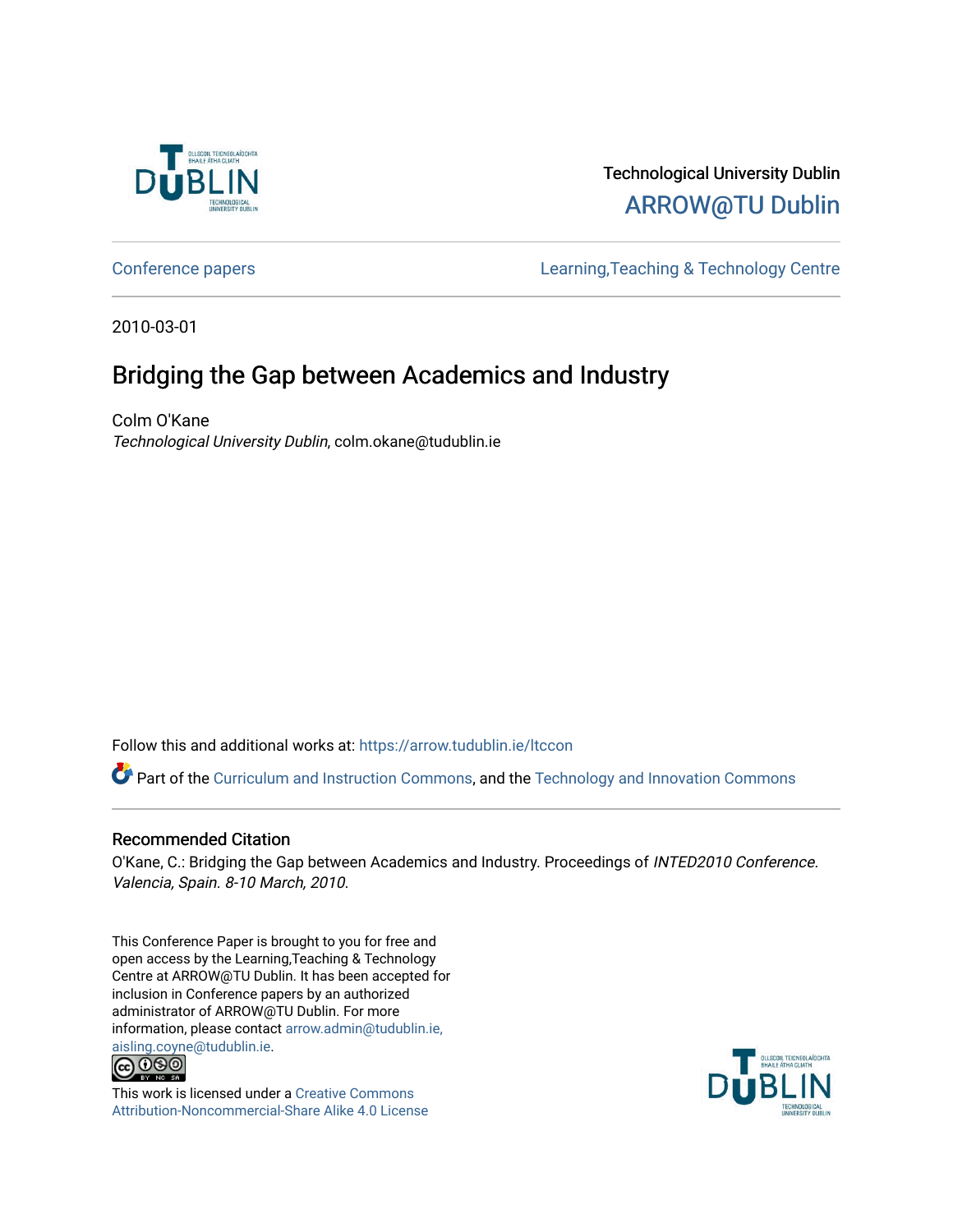Technological University Dublin

ARROW@TU Dublin

Conference papers | Learning,Teaching & Technology Centre

2010-03-01

# Bridging the Gap between Academics and Industry

Colm O'Kane

*Technological University Dublin*, colm.okane@tudublin.ie

Follow this and additional works at: https://arrow.tudublin.ie/ltccon

Part of the Curriculum and Instruction Commons, and the Technology and Innovation Commons

## Recommended Citation

O'Kane, C.: Bridging the Gap between Academics and Industry. Proceedings of *INTED2010 Conference. Valencia, Spain. 8-10 March, 2010*.

This Conference Paper is brought to you for free and open access by the Learning,Teaching & Technology Centre at ARROW@TU Dublin. It has been accepted for inclusion in Conference papers by an authorized administrator of ARROW@TU Dublin. For more information, please contact arrow.admin@tudublin.ie, aisling.coyne@tudublin.ie.

This work is licensed under a Creative Commons Attribution-Noncommercial-Share Alike 4.0 License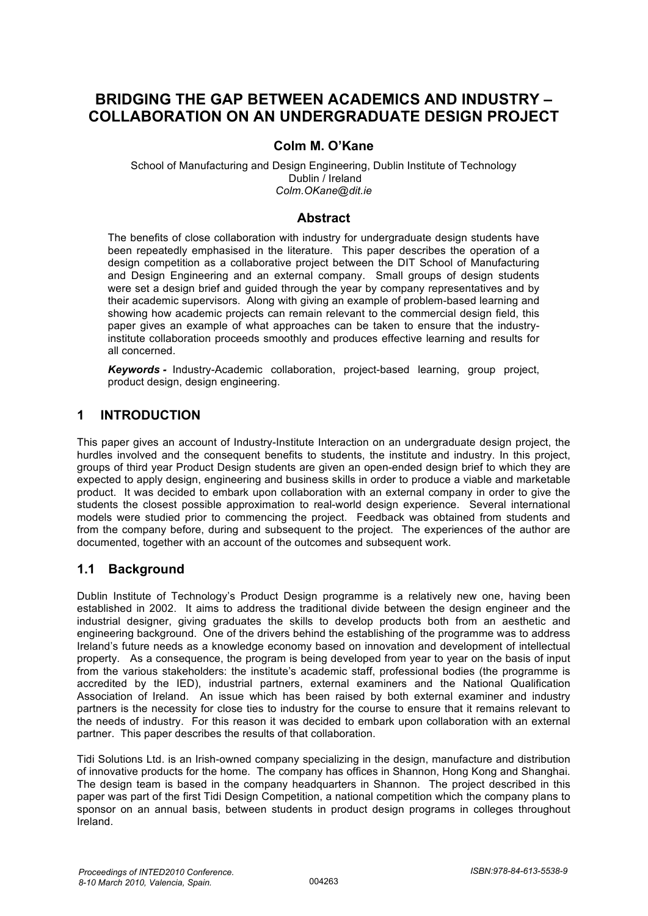# BRIDGING THE GAP BETWEEN ACADEMICS AND INDUSTRY – COLLABORATION ON AN UNDERGRADUATE DESIGN PROJECT

**Colm M. O'Kane**

School of Manufacturing and Design Engineering, Dublin Institute of Technology
Dublin / Ireland
*Colm.OKane@dit.ie*

## Abstract

The benefits of close collaboration with industry for undergraduate design students have been repeatedly emphasised in the literature. This paper describes the operation of a design competition as a collaborative project between the DIT School of Manufacturing and Design Engineering and an external company. Small groups of design students were set a design brief and guided through the year by company representatives and by their academic supervisors. Along with giving an example of problem-based learning and showing how academic projects can remain relevant to the commercial design field, this paper gives an example of what approaches can be taken to ensure that the industry-institute collaboration proceeds smoothly and produces effective learning and results for all concerned.

***Keywords -*** Industry-Academic collaboration, project-based learning, group project, product design, design engineering.

## 1 INTRODUCTION

This paper gives an account of Industry-Institute Interaction on an undergraduate design project, the hurdles involved and the consequent benefits to students, the institute and industry. In this project, groups of third year Product Design students are given an open-ended design brief to which they are expected to apply design, engineering and business skills in order to produce a viable and marketable product. It was decided to embark upon collaboration with an external company in order to give the students the closest possible approximation to real-world design experience. Several international models were studied prior to commencing the project. Feedback was obtained from students and from the company before, during and subsequent to the project. The experiences of the author are documented, together with an account of the outcomes and subsequent work.

### 1.1 Background

Dublin Institute of Technology's Product Design programme is a relatively new one, having been established in 2002. It aims to address the traditional divide between the design engineer and the industrial designer, giving graduates the skills to develop products both from an aesthetic and engineering background. One of the drivers behind the establishing of the programme was to address Ireland's future needs as a knowledge economy based on innovation and development of intellectual property. As a consequence, the program is being developed from year to year on the basis of input from the various stakeholders: the institute's academic staff, professional bodies (the programme is accredited by the IED), industrial partners, external examiners and the National Qualification Association of Ireland. An issue which has been raised by both external examiner and industry partners is the necessity for close ties to industry for the course to ensure that it remains relevant to the needs of industry. For this reason it was decided to embark upon collaboration with an external partner. This paper describes the results of that collaboration.

Tidi Solutions Ltd. is an Irish-owned company specializing in the design, manufacture and distribution of innovative products for the home. The company has offices in Shannon, Hong Kong and Shanghai. The design team is based in the company headquarters in Shannon. The project described in this paper was part of the first Tidi Design Competition, a national competition which the company plans to sponsor on an annual basis, between students in product design programs in colleges throughout Ireland.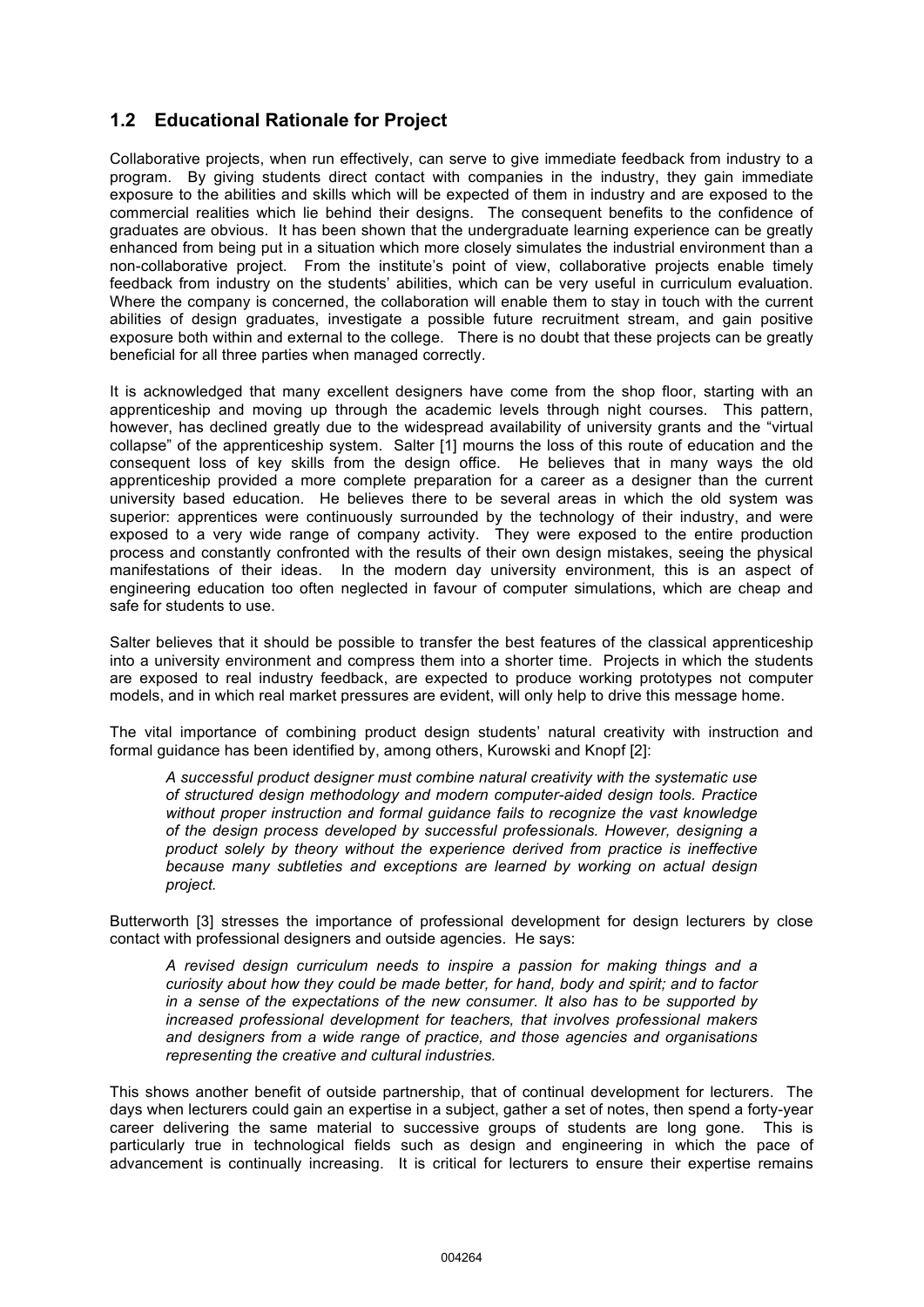## 1.2 Educational Rationale for Project

Collaborative projects, when run effectively, can serve to give immediate feedback from industry to a program. By giving students direct contact with companies in the industry, they gain immediate exposure to the abilities and skills which will be expected of them in industry and are exposed to the commercial realities which lie behind their designs. The consequent benefits to the confidence of graduates are obvious. It has been shown that the undergraduate learning experience can be greatly enhanced from being put in a situation which more closely simulates the industrial environment than a non-collaborative project. From the institute's point of view, collaborative projects enable timely feedback from industry on the students' abilities, which can be very useful in curriculum evaluation. Where the company is concerned, the collaboration will enable them to stay in touch with the current abilities of design graduates, investigate a possible future recruitment stream, and gain positive exposure both within and external to the college. There is no doubt that these projects can be greatly beneficial for all three parties when managed correctly.

It is acknowledged that many excellent designers have come from the shop floor, starting with an apprenticeship and moving up through the academic levels through night courses. This pattern, however, has declined greatly due to the widespread availability of university grants and the "virtual collapse" of the apprenticeship system. Salter [1] mourns the loss of this route of education and the consequent loss of key skills from the design office. He believes that in many ways the old apprenticeship provided a more complete preparation for a career as a designer than the current university based education. He believes there to be several areas in which the old system was superior: apprentices were continuously surrounded by the technology of their industry, and were exposed to a very wide range of company activity. They were exposed to the entire production process and constantly confronted with the results of their own design mistakes, seeing the physical manifestations of their ideas. In the modern day university environment, this is an aspect of engineering education too often neglected in favour of computer simulations, which are cheap and safe for students to use.

Salter believes that it should be possible to transfer the best features of the classical apprenticeship into a university environment and compress them into a shorter time. Projects in which the students are exposed to real industry feedback, are expected to produce working prototypes not computer models, and in which real market pressures are evident, will only help to drive this message home.

The vital importance of combining product design students' natural creativity with instruction and formal guidance has been identified by, among others, Kurowski and Knopf [2]:

> *A successful product designer must combine natural creativity with the systematic use of structured design methodology and modern computer-aided design tools. Practice without proper instruction and formal guidance fails to recognize the vast knowledge of the design process developed by successful professionals. However, designing a product solely by theory without the experience derived from practice is ineffective because many subtleties and exceptions are learned by working on actual design project.*

Butterworth [3] stresses the importance of professional development for design lecturers by close contact with professional designers and outside agencies. He says:

> *A revised design curriculum needs to inspire a passion for making things and a curiosity about how they could be made better, for hand, body and spirit; and to factor in a sense of the expectations of the new consumer. It also has to be supported by increased professional development for teachers, that involves professional makers and designers from a wide range of practice, and those agencies and organisations representing the creative and cultural industries.*

This shows another benefit of outside partnership, that of continual development for lecturers. The days when lecturers could gain an expertise in a subject, gather a set of notes, then spend a forty-year career delivering the same material to successive groups of students are long gone. This is particularly true in technological fields such as design and engineering in which the pace of advancement is continually increasing. It is critical for lecturers to ensure their expertise remains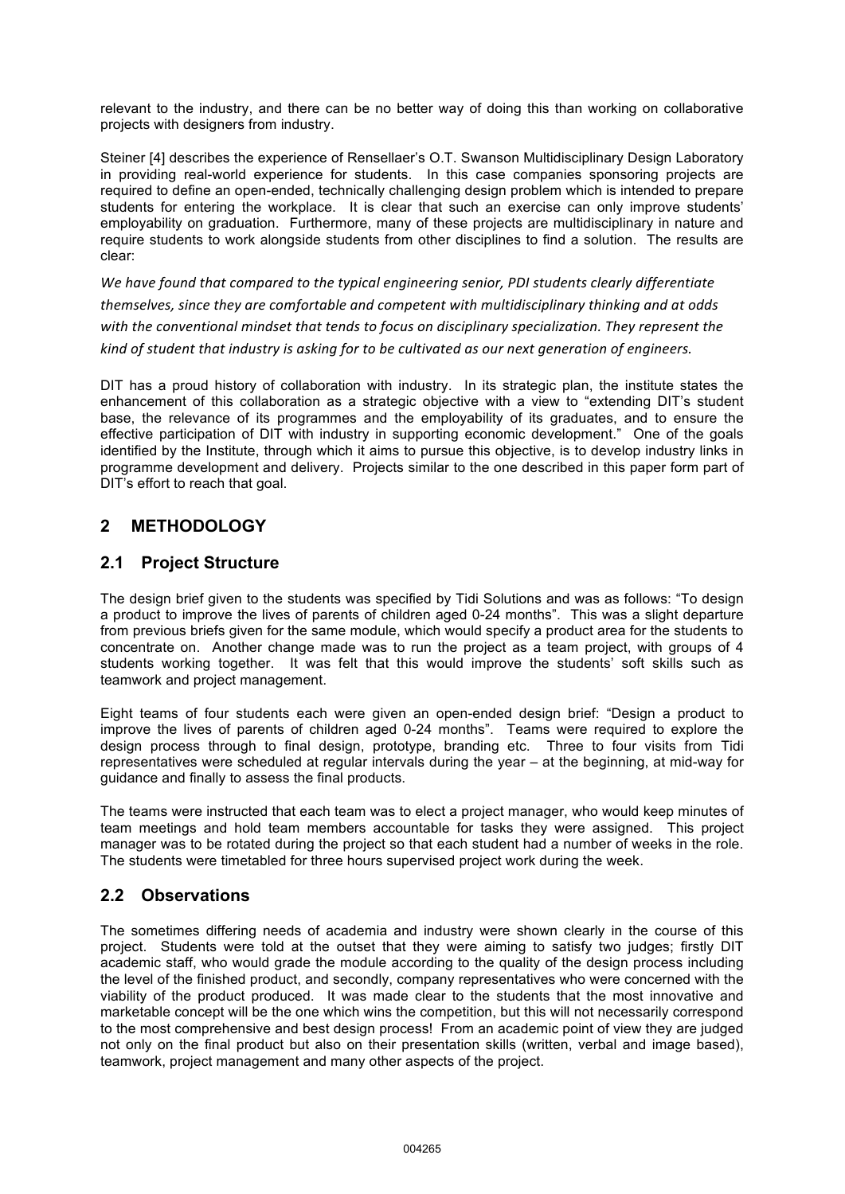relevant to the industry, and there can be no better way of doing this than working on collaborative projects with designers from industry.

Steiner [4] describes the experience of Rensellaer's O.T. Swanson Multidisciplinary Design Laboratory in providing real-world experience for students. In this case companies sponsoring projects are required to define an open-ended, technically challenging design problem which is intended to prepare students for entering the workplace. It is clear that such an exercise can only improve students' employability on graduation. Furthermore, many of these projects are multidisciplinary in nature and require students to work alongside students from other disciplines to find a solution. The results are clear:

*We have found that compared to the typical engineering senior, PDI students clearly differentiate themselves, since they are comfortable and competent with multidisciplinary thinking and at odds with the conventional mindset that tends to focus on disciplinary specialization. They represent the kind of student that industry is asking for to be cultivated as our next generation of engineers.*

DIT has a proud history of collaboration with industry. In its strategic plan, the institute states the enhancement of this collaboration as a strategic objective with a view to "extending DIT's student base, the relevance of its programmes and the employability of its graduates, and to ensure the effective participation of DIT with industry in supporting economic development." One of the goals identified by the Institute, through which it aims to pursue this objective, is to develop industry links in programme development and delivery. Projects similar to the one described in this paper form part of DIT's effort to reach that goal.

## 2 METHODOLOGY

### 2.1 Project Structure

The design brief given to the students was specified by Tidi Solutions and was as follows: "To design a product to improve the lives of parents of children aged 0-24 months". This was a slight departure from previous briefs given for the same module, which would specify a product area for the students to concentrate on. Another change made was to run the project as a team project, with groups of 4 students working together. It was felt that this would improve the students' soft skills such as teamwork and project management.

Eight teams of four students each were given an open-ended design brief: "Design a product to improve the lives of parents of children aged 0-24 months". Teams were required to explore the design process through to final design, prototype, branding etc. Three to four visits from Tidi representatives were scheduled at regular intervals during the year – at the beginning, at mid-way for guidance and finally to assess the final products.

The teams were instructed that each team was to elect a project manager, who would keep minutes of team meetings and hold team members accountable for tasks they were assigned. This project manager was to be rotated during the project so that each student had a number of weeks in the role. The students were timetabled for three hours supervised project work during the week.

### 2.2 Observations

The sometimes differing needs of academia and industry were shown clearly in the course of this project. Students were told at the outset that they were aiming to satisfy two judges; firstly DIT academic staff, who would grade the module according to the quality of the design process including the level of the finished product, and secondly, company representatives who were concerned with the viability of the product produced. It was made clear to the students that the most innovative and marketable concept will be the one which wins the competition, but this will not necessarily correspond to the most comprehensive and best design process! From an academic point of view they are judged not only on the final product but also on their presentation skills (written, verbal and image based), teamwork, project management and many other aspects of the project.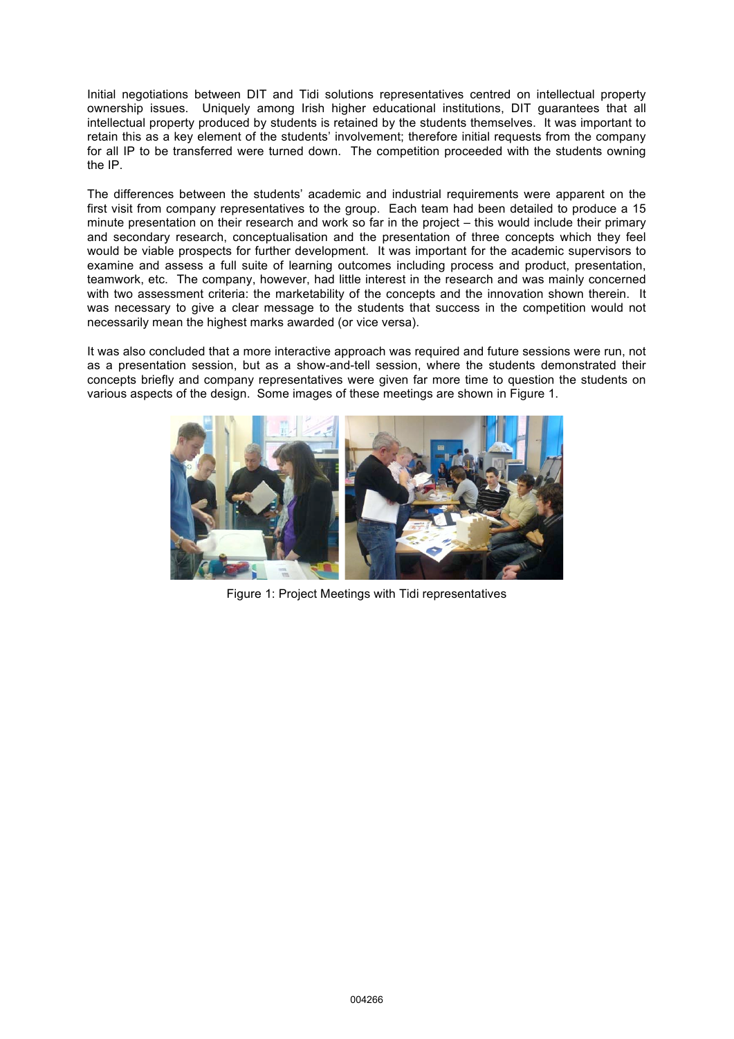Initial negotiations between DIT and Tidi solutions representatives centred on intellectual property ownership issues. Uniquely among Irish higher educational institutions, DIT guarantees that all intellectual property produced by students is retained by the students themselves. It was important to retain this as a key element of the students' involvement; therefore initial requests from the company for all IP to be transferred were turned down. The competition proceeded with the students owning the IP.

The differences between the students' academic and industrial requirements were apparent on the first visit from company representatives to the group. Each team had been detailed to produce a 15 minute presentation on their research and work so far in the project – this would include their primary and secondary research, conceptualisation and the presentation of three concepts which they feel would be viable prospects for further development. It was important for the academic supervisors to examine and assess a full suite of learning outcomes including process and product, presentation, teamwork, etc. The company, however, had little interest in the research and was mainly concerned with two assessment criteria: the marketability of the concepts and the innovation shown therein. It was necessary to give a clear message to the students that success in the competition would not necessarily mean the highest marks awarded (or vice versa).

It was also concluded that a more interactive approach was required and future sessions were run, not as a presentation session, but as a show-and-tell session, where the students demonstrated their concepts briefly and company representatives were given far more time to question the students on various aspects of the design. Some images of these meetings are shown in Figure 1.

Figure 1: Project Meetings with Tidi representatives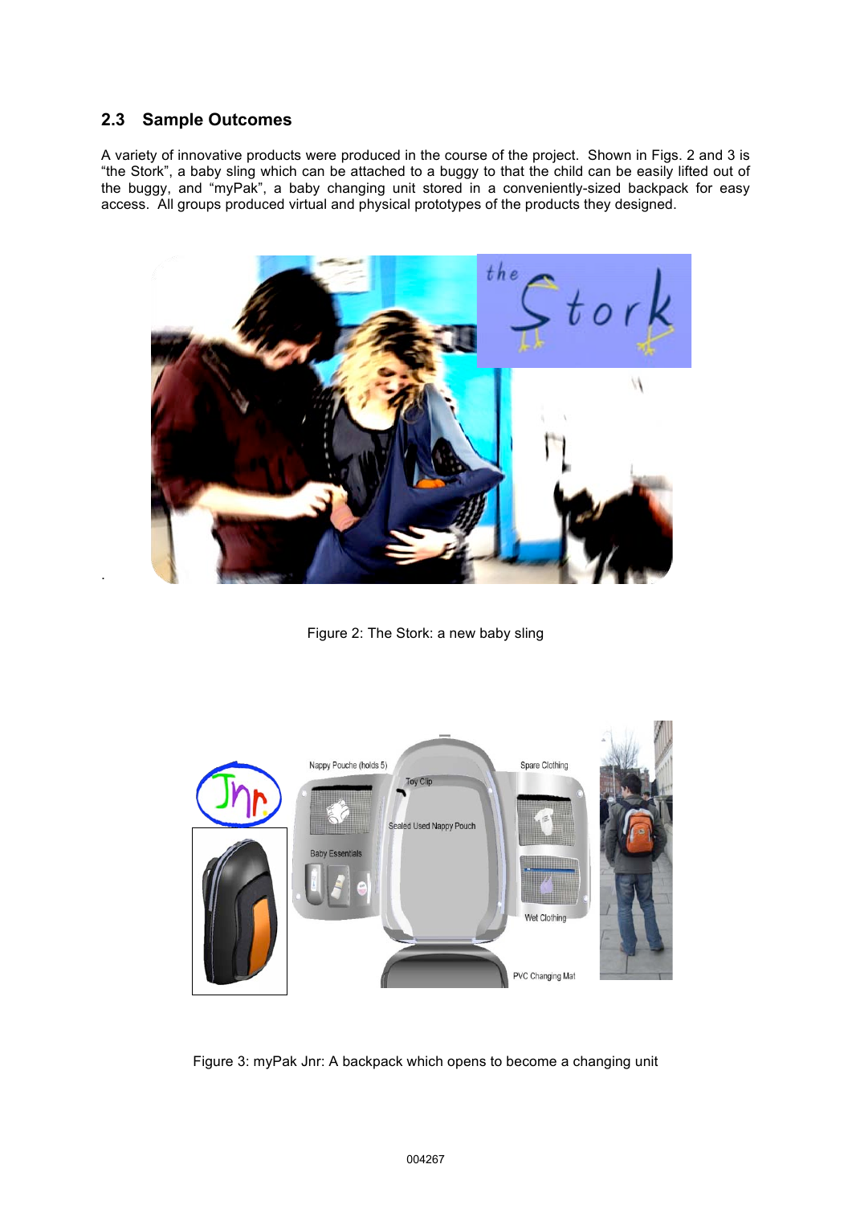## 2.3 Sample Outcomes

A variety of innovative products were produced in the course of the project. Shown in Figs. 2 and 3 is “the Stork”, a baby sling which can be attached to a buggy to that the child can be easily lifted out of the buggy, and “myPak”, a baby changing unit stored in a conveniently-sized backpack for easy access. All groups produced virtual and physical prototypes of the products they designed.

Figure 2: The Stork: a new baby sling

Figure 3: myPak Jnr: A backpack which opens to become a changing unit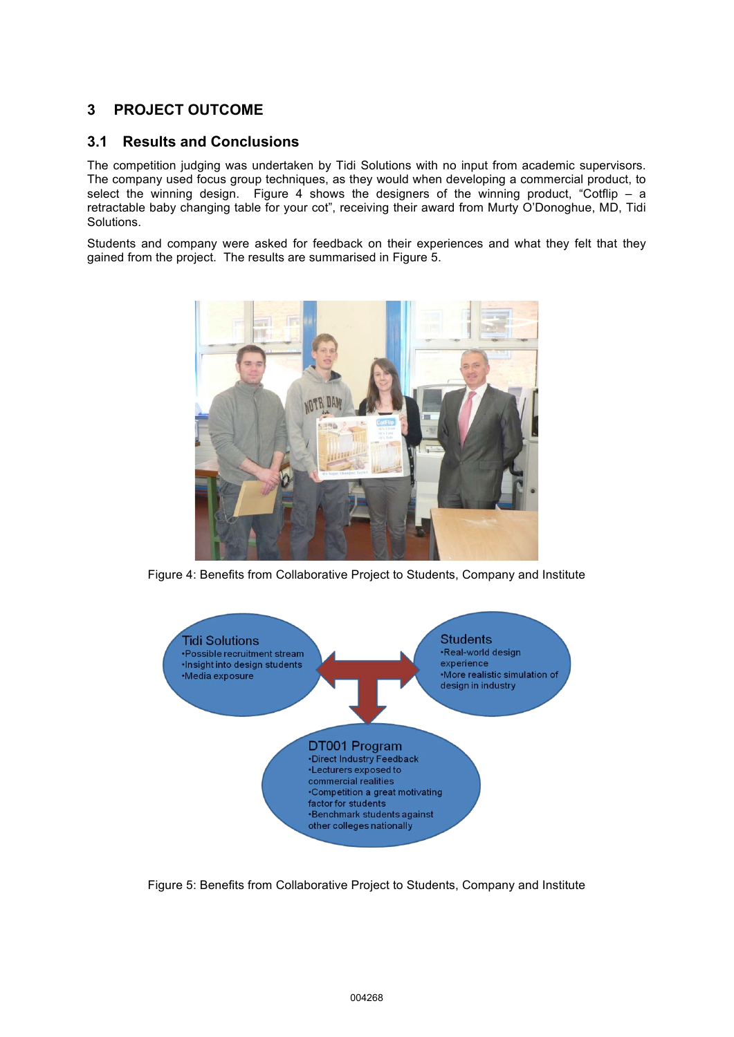## 3 PROJECT OUTCOME

### 3.1 Results and Conclusions

The competition judging was undertaken by Tidi Solutions with no input from academic supervisors. The company used focus group techniques, as they would when developing a commercial product, to select the winning design. Figure 4 shows the designers of the winning product, "Cotflip – a retractable baby changing table for your cot", receiving their award from Murty O'Donoghue, MD, Tidi Solutions.

Students and company were asked for feedback on their experiences and what they felt that they gained from the project. The results are summarised in Figure 5.

Figure 4: Benefits from Collaborative Project to Students, Company and Institute

Tidi Solutions
- Possible recruitment stream
- Insight into design students
- Media exposure

Students
- Real-world design experience
- More realistic simulation of design in industry

DT001 Program
- Direct Industry Feedback
- Lecturers exposed to commercial realities
- Competition a great motivating factor for students
- Benchmark students against other colleges nationally

Figure 5: Benefits from Collaborative Project to Students, Company and Institute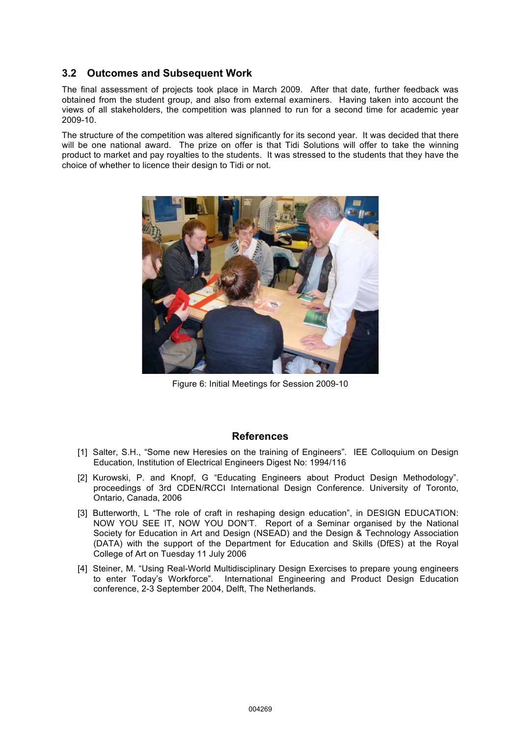### 3.2 Outcomes and Subsequent Work

The final assessment of projects took place in March 2009. After that date, further feedback was obtained from the student group, and also from external examiners. Having taken into account the views of all stakeholders, the competition was planned to run for a second time for academic year 2009-10.

The structure of the competition was altered significantly for its second year. It was decided that there will be one national award. The prize on offer is that Tidi Solutions will offer to take the winning product to market and pay royalties to the students. It was stressed to the students that they have the choice of whether to licence their design to Tidi or not.

Figure 6: Initial Meetings for Session 2009-10

## References

[1] Salter, S.H., "Some new Heresies on the training of Engineers". IEE Colloquium on Design Education, Institution of Electrical Engineers Digest No: 1994/116

[2] Kurowski, P. and Knopf, G "Educating Engineers about Product Design Methodology". proceedings of 3rd CDEN/RCCI International Design Conference. University of Toronto, Ontario, Canada, 2006

[3] Butterworth, L "The role of craft in reshaping design education", in DESIGN EDUCATION: NOW YOU SEE IT, NOW YOU DON'T. Report of a Seminar organised by the National Society for Education in Art and Design (NSEAD) and the Design & Technology Association (DATA) with the support of the Department for Education and Skills (DfES) at the Royal College of Art on Tuesday 11 July 2006

[4] Steiner, M. "Using Real-World Multidisciplinary Design Exercises to prepare young engineers to enter Today's Workforce". International Engineering and Product Design Education conference, 2-3 September 2004, Delft, The Netherlands.